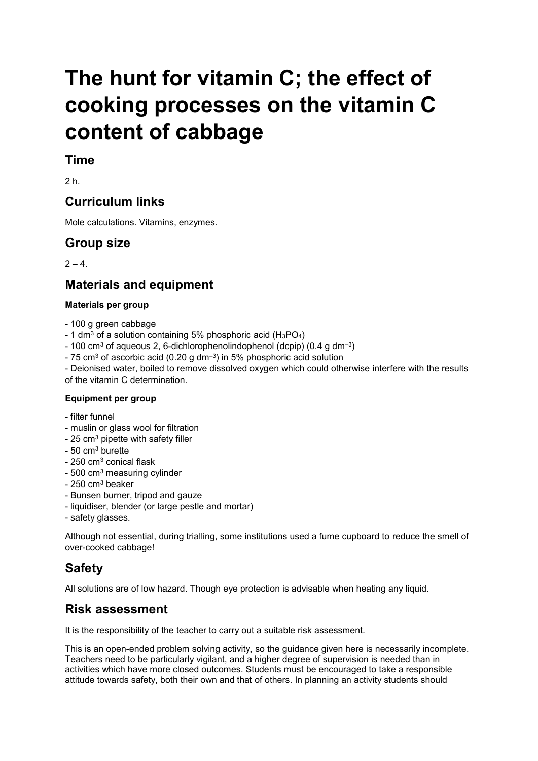# The hunt for vitamin C; the effect of cooking processes on the vitamin C content of cabbage

## Time

2 h.

## Curriculum links

Mole calculations. Vitamins, enzymes.

## Group size

2 – 4.

## Materials and equipment

#### Materials per group

- 100 g green cabbage
- 1 $dm^3$ of a solution containing 5% phosphoric acid ($H_3PO_4$)
- 100 $cm^3$ of aqueous 2, 6-dichlorophenolindophenol (dcpip) (0.4 g $dm^{-3}$)
- 75 $cm^3$ of ascorbic acid (0.20 g $dm^{-3}$) in 5% phosphoric acid solution
- Deionised water, boiled to remove dissolved oxygen which could otherwise interfere with the results of the vitamin C determination.

#### Equipment per group

- filter funnel
- muslin or glass wool for filtration
- 25 $cm^3$ pipette with safety filler
- 50 $cm^3$ burette
- 250 $cm^3$ conical flask
- 500 $cm^3$ measuring cylinder
- 250 $cm^3$ beaker
- Bunsen burner, tripod and gauze
- liquidiser, blender (or large pestle and mortar)
- safety glasses.

Although not essential, during trialling, some institutions used a fume cupboard to reduce the smell of over-cooked cabbage!

## Safety

All solutions are of low hazard. Though eye protection is advisable when heating any liquid.

## Risk assessment

It is the responsibility of the teacher to carry out a suitable risk assessment.

This is an open-ended problem solving activity, so the guidance given here is necessarily incomplete. Teachers need to be particularly vigilant, and a higher degree of supervision is needed than in activities which have more closed outcomes. Students must be encouraged to take a responsible attitude towards safety, both their own and that of others. In planning an activity students should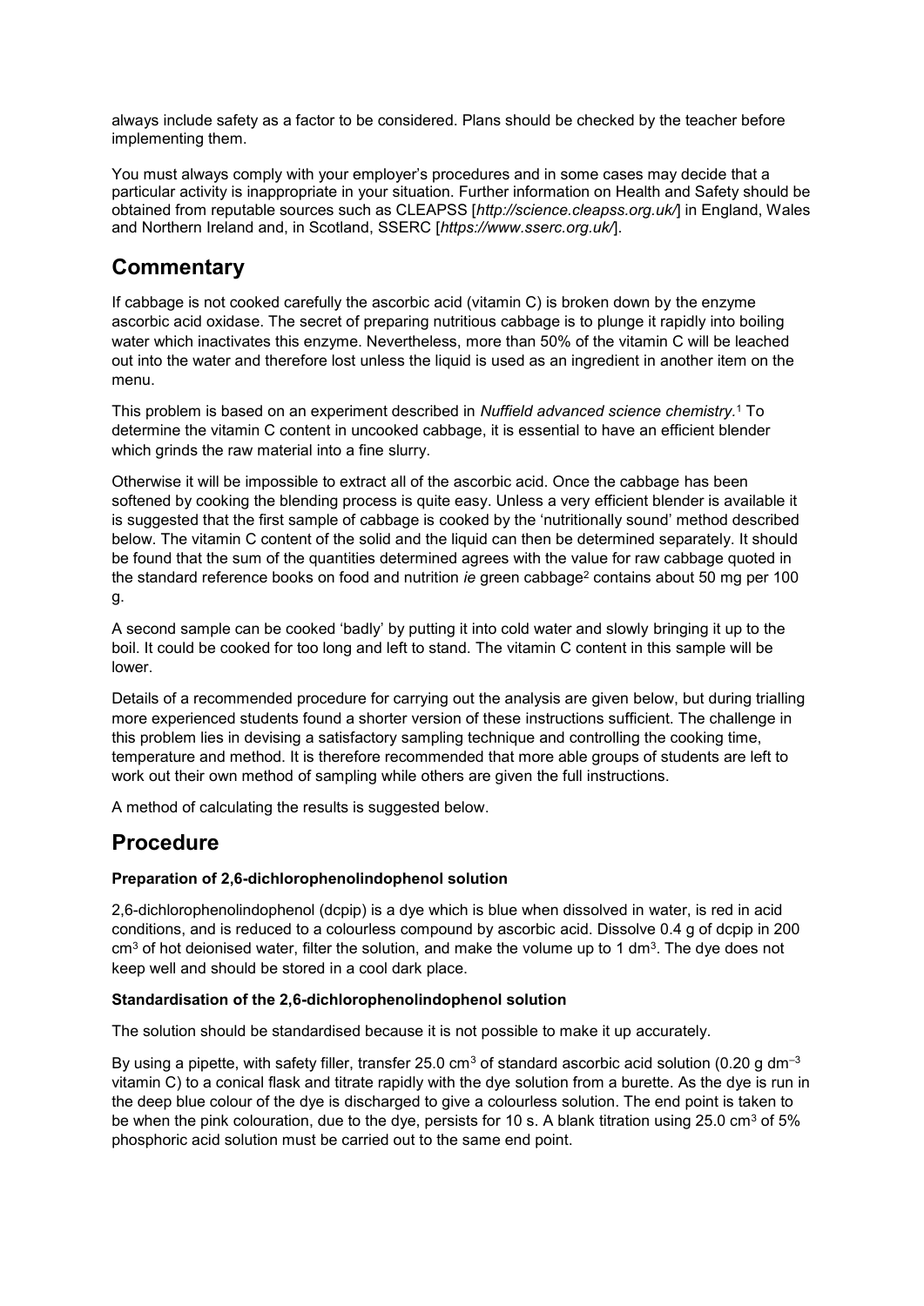always include safety as a factor to be considered. Plans should be checked by the teacher before implementing them.

You must always comply with your employer's procedures and in some cases may decide that a particular activity is inappropriate in your situation. Further information on Health and Safety should be obtained from reputable sources such as CLEAPSS [*http://science.cleapss.org.uk/*] in England, Wales and Northern Ireland and, in Scotland, SSERC [*https://www.sserc.org.uk/*].

## Commentary

If cabbage is not cooked carefully the ascorbic acid (vitamin C) is broken down by the enzyme ascorbic acid oxidase. The secret of preparing nutritious cabbage is to plunge it rapidly into boiling water which inactivates this enzyme. Nevertheless, more than 50% of the vitamin C will be leached out into the water and therefore lost unless the liquid is used as an ingredient in another item on the menu.

This problem is based on an experiment described in *Nuffield advanced science chemistry*.[1] To determine the vitamin C content in uncooked cabbage, it is essential to have an efficient blender which grinds the raw material into a fine slurry.

Otherwise it will be impossible to extract all of the ascorbic acid. Once the cabbage has been softened by cooking the blending process is quite easy. Unless a very efficient blender is available it is suggested that the first sample of cabbage is cooked by the 'nutritionally sound' method described below. The vitamin C content of the solid and the liquid can then be determined separately. It should be found that the sum of the quantities determined agrees with the value for raw cabbage quoted in the standard reference books on food and nutrition *ie* green cabbage[2] contains about 50 mg per 100 g.

A second sample can be cooked 'badly' by putting it into cold water and slowly bringing it up to the boil. It could be cooked for too long and left to stand. The vitamin C content in this sample will be lower.

Details of a recommended procedure for carrying out the analysis are given below, but during trialling more experienced students found a shorter version of these instructions sufficient. The challenge in this problem lies in devising a satisfactory sampling technique and controlling the cooking time, temperature and method. It is therefore recommended that more able groups of students are left to work out their own method of sampling while others are given the full instructions.

A method of calculating the results is suggested below.

## Procedure

**Preparation of 2,6-dichlorophenolindophenol solution**

2,6-dichlorophenolindophenol (dcpip) is a dye which is blue when dissolved in water, is red in acid conditions, and is reduced to a colourless compound by ascorbic acid. Dissolve 0.4 g of dcpip in 200 $cm^3$ of hot deionised water, filter the solution, and make the volume up to 1 $dm^3$. The dye does not keep well and should be stored in a cool dark place.

**Standardisation of the 2,6-dichlorophenolindophenol solution**

The solution should be standardised because it is not possible to make it up accurately.

By using a pipette, with safety filler, transfer 25.0 $cm^3$ of standard ascorbic acid solution (0.20 g $dm^{-3}$ vitamin C) to a conical flask and titrate rapidly with the dye solution from a burette. As the dye is run in the deep blue colour of the dye is discharged to give a colourless solution. The end point is taken to be when the pink colouration, due to the dye, persists for 10 s. A blank titration using 25.0 $cm^3$ of 5% phosphoric acid solution must be carried out to the same end point.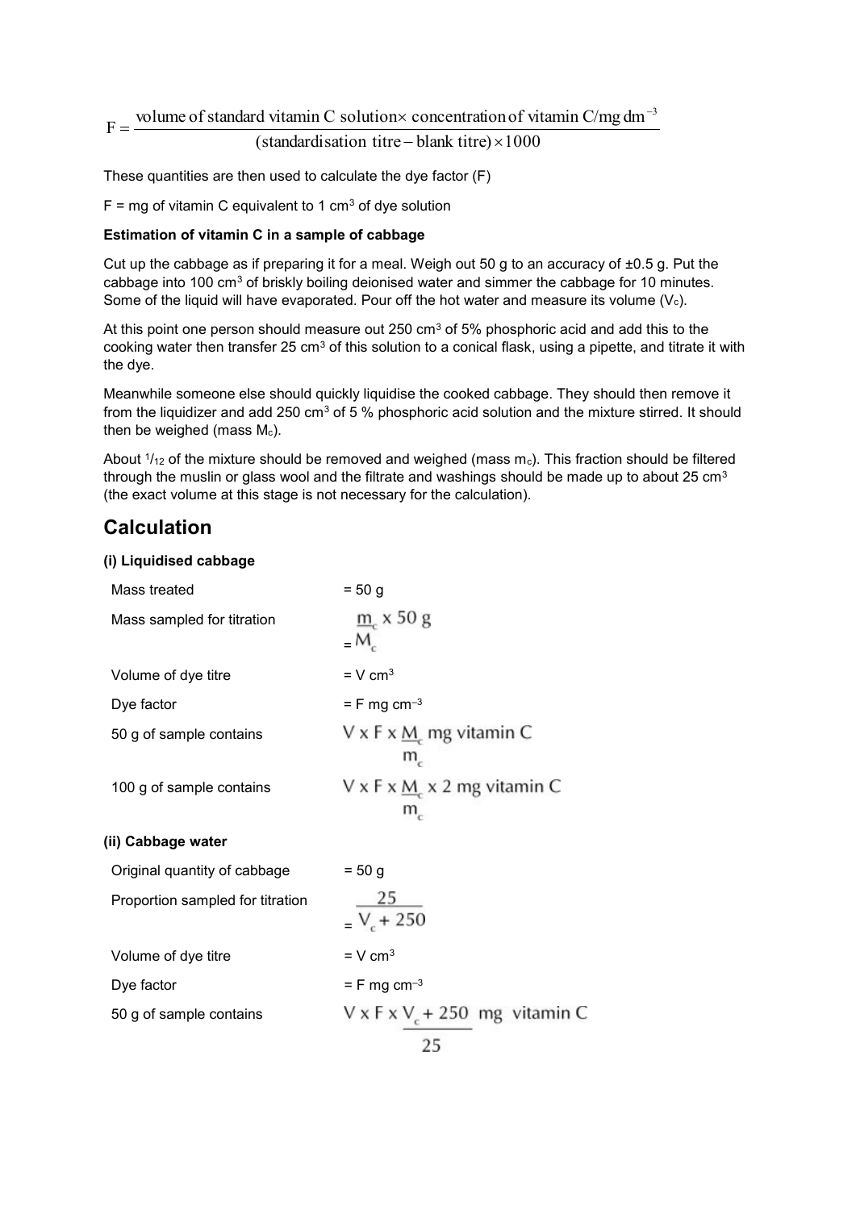$$F = \frac{\text{volume of standard vitamin C solution} \times \text{concentration of vitamin C/mg dm}^{-3}}{(\text{standardisation titre} - \text{blank titre}) \times 1000}$$

These quantities are then used to calculate the dye factor (F)

F = mg of vitamin C equivalent to 1 $cm^3$ of dye solution

**Estimation of vitamin C in a sample of cabbage**

Cut up the cabbage as if preparing it for a meal. Weigh out 50 g to an accuracy of ±0.5 g. Put the cabbage into 100 $cm^3$ of briskly boiling deionised water and simmer the cabbage for 10 minutes. Some of the liquid will have evaporated. Pour off the hot water and measure its volume ($V_c$).

At this point one person should measure out 250 $cm^3$ of 5% phosphoric acid and add this to the cooking water then transfer 25 $cm^3$ of this solution to a conical flask, using a pipette, and titrate it with the dye.

Meanwhile someone else should quickly liquidise the cooked cabbage. They should then remove it from the liquidizer and add 250 $cm^3$ of 5 % phosphoric acid solution and the mixture stirred. It should then be weighed (mass $M_c$).

About $^1/_{12}$ of the mixture should be removed and weighed (mass $m_c$). This fraction should be filtered through the muslin or glass wool and the filtrate and washings should be made up to about 25 $cm^3$ (the exact volume at this stage is not necessary for the calculation).

## Calculation

**(i) Liquidised cabbage**

| | |
|---|---|
| Mass treated | = 50 g |
| Mass sampled for titration | $= \frac{m_c}{M_c} \times 50$ g |
| Volume of dye titre | = V $cm^3$ |
| Dye factor | = F mg $cm^{-3}$ |
| 50 g of sample contains | $V \times F \times \frac{M_c}{m_c}$ mg vitamin C |
| 100 g of sample contains | $V \times F \times \frac{M_c}{m_c} \times 2$ mg vitamin C |

**(ii) Cabbage water**

| | |
|---|---|
| Original quantity of cabbage | = 50 g |
| Proportion sampled for titration | $= \frac{25}{V_c + 250}$ |
| Volume of dye titre | = V $cm^3$ |
| Dye factor | = F mg $cm^{-3}$ |
| 50 g of sample contains | $V \times F \times \frac{V_c + 250}{25}$ mg vitamin C |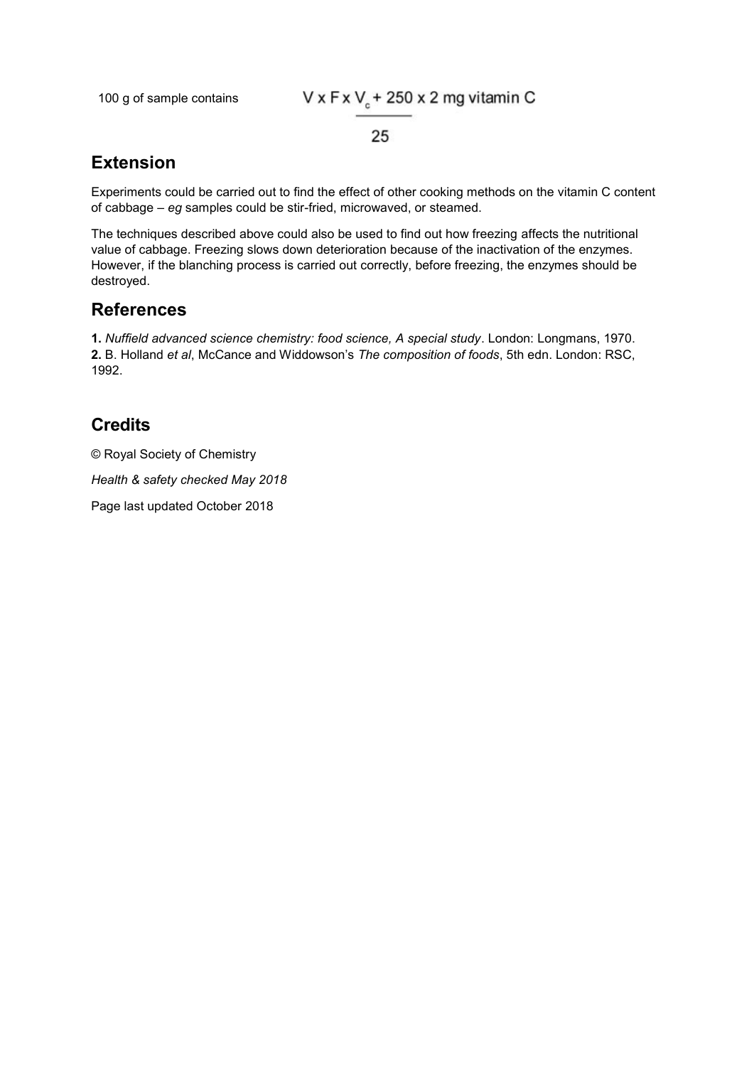100 g of sample contains $\frac{V \times F \times V_c + 250 \times 2}{25}$ mg vitamin C

## Extension

Experiments could be carried out to find the effect of other cooking methods on the vitamin C content of cabbage – *eg* samples could be stir-fried, microwaved, or steamed.

The techniques described above could also be used to find out how freezing affects the nutritional value of cabbage. Freezing slows down deterioration because of the inactivation of the enzymes. However, if the blanching process is carried out correctly, before freezing, the enzymes should be destroyed.

## References

**1.** *Nuffield advanced science chemistry: food science, A special study*. London: Longmans, 1970.
**2.** B. Holland *et al*, McCance and Widdowson's *The composition of foods*, 5th edn. London: RSC, 1992.

## Credits

© Royal Society of Chemistry

*Health & safety checked May 2018*

Page last updated October 2018